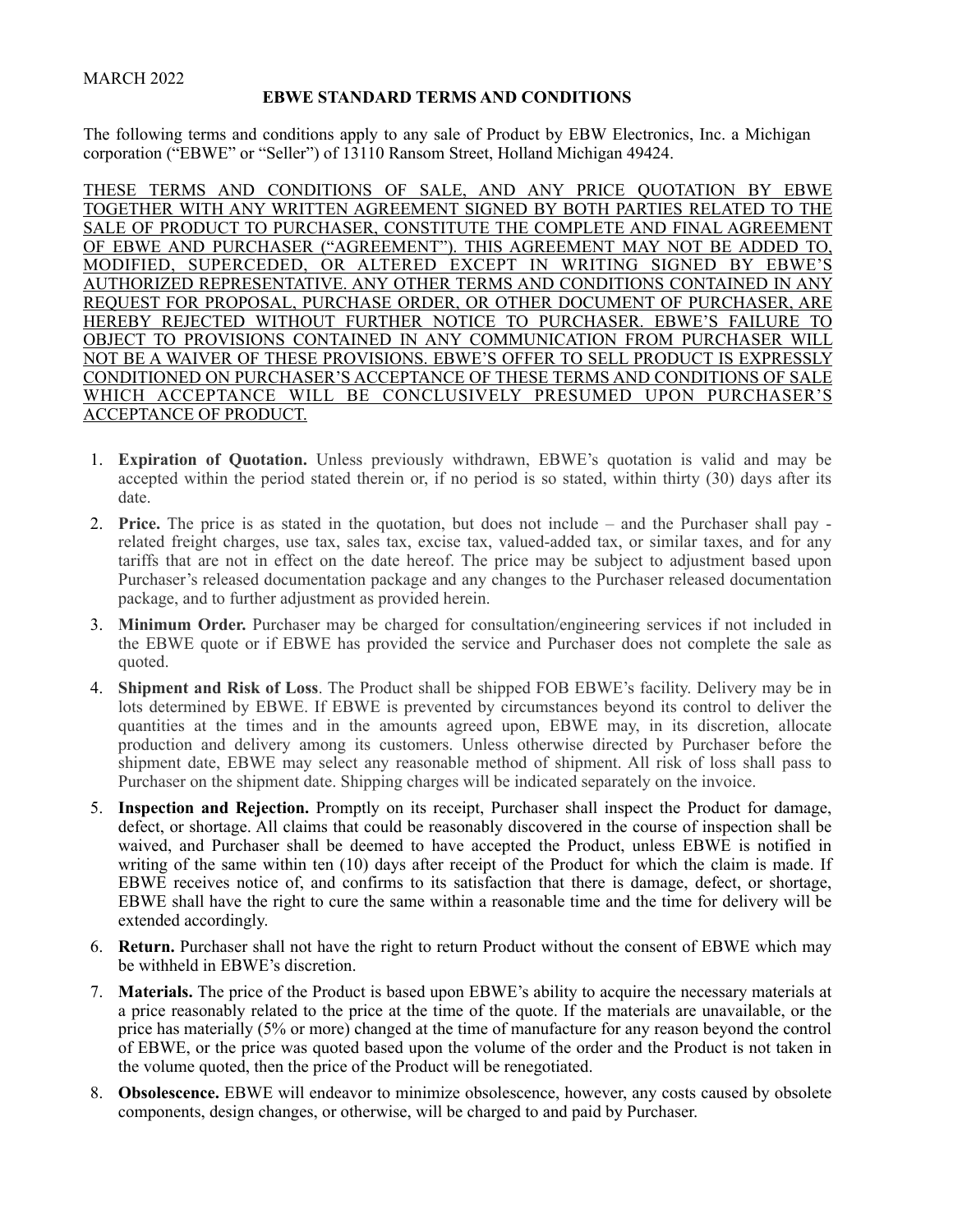MARCH 2022

# EBWE STANDARD TERMS AND CONDITIONS

The following terms and conditions apply to any sale of Product by EBW Electronics, Inc. a Michigan corporation ("EBWE" or "Seller") of 13110 Ransom Street, Holland Michigan 49424.

<u>THESE TERMS AND CONDITIONS OF SALE, AND ANY PRICE QUOTATION BY EBWE TOGETHER WITH ANY WRITTEN AGREEMENT SIGNED BY BOTH PARTIES RELATED TO THE SALE OF PRODUCT TO PURCHASER, CONSTITUTE THE COMPLETE AND FINAL AGREEMENT OF EBWE AND PURCHASER ("AGREEMENT"). THIS AGREEMENT MAY NOT BE ADDED TO, MODIFIED, SUPERCEDED, OR ALTERED EXCEPT IN WRITING SIGNED BY EBWE'S AUTHORIZED REPRESENTATIVE. ANY OTHER TERMS AND CONDITIONS CONTAINED IN ANY REQUEST FOR PROPOSAL, PURCHASE ORDER, OR OTHER DOCUMENT OF PURCHASER, ARE HEREBY REJECTED WITHOUT FURTHER NOTICE TO PURCHASER. EBWE'S FAILURE TO OBJECT TO PROVISIONS CONTAINED IN ANY COMMUNICATION FROM PURCHASER WILL NOT BE A WAIVER OF THESE PROVISIONS. EBWE'S OFFER TO SELL PRODUCT IS EXPRESSLY CONDITIONED ON PURCHASER'S ACCEPTANCE OF THESE TERMS AND CONDITIONS OF SALE WHICH ACCEPTANCE WILL BE CONCLUSIVELY PRESUMED UPON PURCHASER'S ACCEPTANCE OF PRODUCT.</u>

1. **Expiration of Quotation.** Unless previously withdrawn, EBWE's quotation is valid and may be accepted within the period stated therein or, if no period is so stated, within thirty (30) days after its date.
2. **Price.** The price is as stated in the quotation, but does not include – and the Purchaser shall pay - related freight charges, use tax, sales tax, excise tax, valued-added tax, or similar taxes, and for any tariffs that are not in effect on the date hereof. The price may be subject to adjustment based upon Purchaser's released documentation package and any changes to the Purchaser released documentation package, and to further adjustment as provided herein.
3. **Minimum Order.** Purchaser may be charged for consultation/engineering services if not included in the EBWE quote or if EBWE has provided the service and Purchaser does not complete the sale as quoted.
4. **Shipment and Risk of Loss**. The Product shall be shipped FOB EBWE's facility. Delivery may be in lots determined by EBWE. If EBWE is prevented by circumstances beyond its control to deliver the quantities at the times and in the amounts agreed upon, EBWE may, in its discretion, allocate production and delivery among its customers. Unless otherwise directed by Purchaser before the shipment date, EBWE may select any reasonable method of shipment. All risk of loss shall pass to Purchaser on the shipment date. Shipping charges will be indicated separately on the invoice.
5. **Inspection and Rejection.** Promptly on its receipt, Purchaser shall inspect the Product for damage, defect, or shortage. All claims that could be reasonably discovered in the course of inspection shall be waived, and Purchaser shall be deemed to have accepted the Product, unless EBWE is notified in writing of the same within ten (10) days after receipt of the Product for which the claim is made. If EBWE receives notice of, and confirms to its satisfaction that there is damage, defect, or shortage, EBWE shall have the right to cure the same within a reasonable time and the time for delivery will be extended accordingly.
6. **Return.** Purchaser shall not have the right to return Product without the consent of EBWE which may be withheld in EBWE's discretion.
7. **Materials.** The price of the Product is based upon EBWE's ability to acquire the necessary materials at a price reasonably related to the price at the time of the quote. If the materials are unavailable, or the price has materially (5% or more) changed at the time of manufacture for any reason beyond the control of EBWE, or the price was quoted based upon the volume of the order and the Product is not taken in the volume quoted, then the price of the Product will be renegotiated.
8. **Obsolescence.** EBWE will endeavor to minimize obsolescence, however, any costs caused by obsolete components, design changes, or otherwise, will be charged to and paid by Purchaser.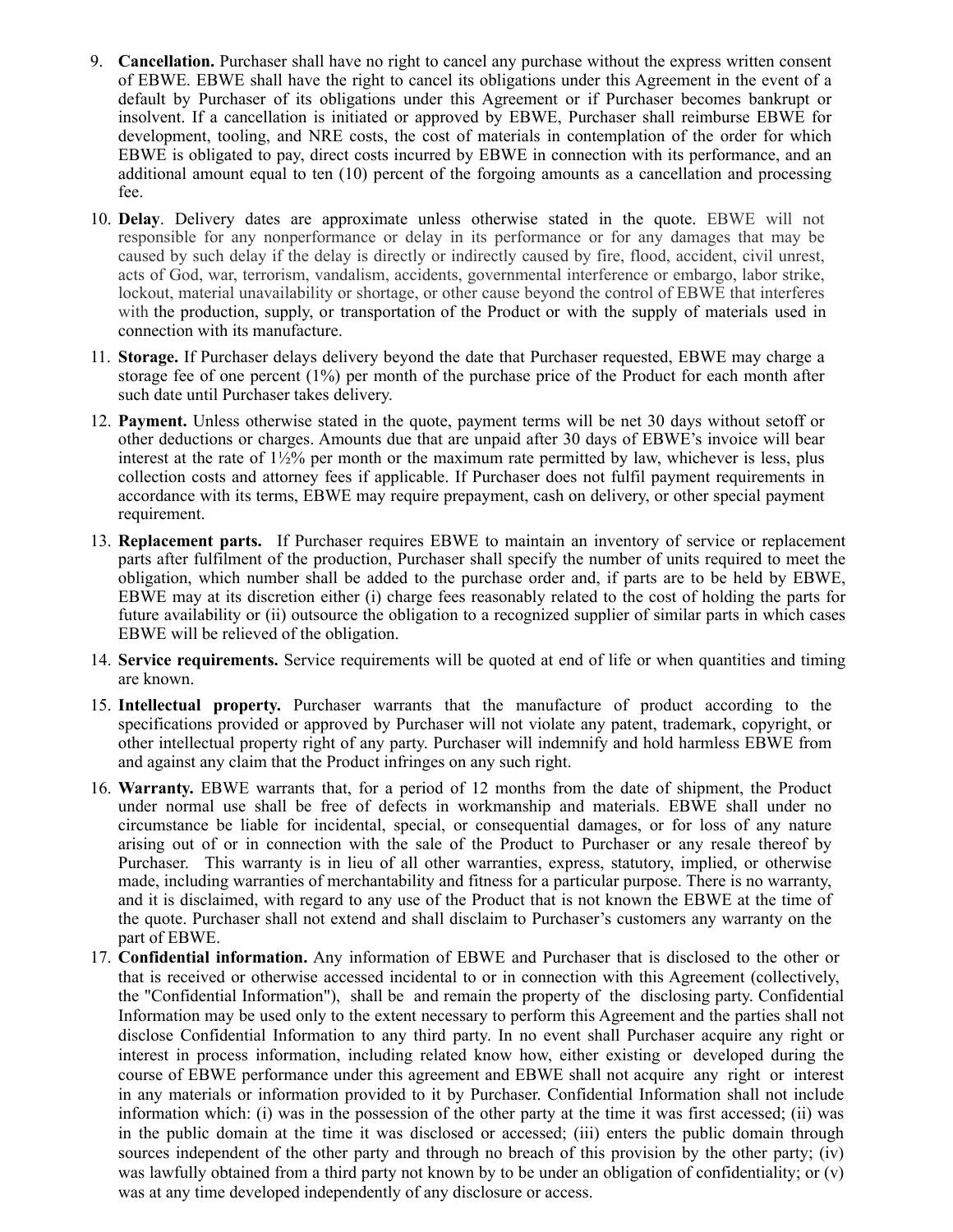9. **Cancellation.** Purchaser shall have no right to cancel any purchase without the express written consent of EBWE. EBWE shall have the right to cancel its obligations under this Agreement in the event of a default by Purchaser of its obligations under this Agreement or if Purchaser becomes bankrupt or insolvent. If a cancellation is initiated or approved by EBWE, Purchaser shall reimburse EBWE for development, tooling, and NRE costs, the cost of materials in contemplation of the order for which EBWE is obligated to pay, direct costs incurred by EBWE in connection with its performance, and an additional amount equal to ten (10) percent of the forgoing amounts as a cancellation and processing fee.

10. **Delay**. Delivery dates are approximate unless otherwise stated in the quote. EBWE will not responsible for any nonperformance or delay in its performance or for any damages that may be caused by such delay if the delay is directly or indirectly caused by fire, flood, accident, civil unrest, acts of God, war, terrorism, vandalism, accidents, governmental interference or embargo, labor strike, lockout, material unavailability or shortage, or other cause beyond the control of EBWE that interferes with the production, supply, or transportation of the Product or with the supply of materials used in connection with its manufacture.

11. **Storage.** If Purchaser delays delivery beyond the date that Purchaser requested, EBWE may charge a storage fee of one percent (1%) per month of the purchase price of the Product for each month after such date until Purchaser takes delivery.

12. **Payment.** Unless otherwise stated in the quote, payment terms will be net 30 days without setoff or other deductions or charges. Amounts due that are unpaid after 30 days of EBWE's invoice will bear interest at the rate of 1½% per month or the maximum rate permitted by law, whichever is less, plus collection costs and attorney fees if applicable. If Purchaser does not fulfil payment requirements in accordance with its terms, EBWE may require prepayment, cash on delivery, or other special payment requirement.

13. **Replacement parts.** If Purchaser requires EBWE to maintain an inventory of service or replacement parts after fulfilment of the production, Purchaser shall specify the number of units required to meet the obligation, which number shall be added to the purchase order and, if parts are to be held by EBWE, EBWE may at its discretion either (i) charge fees reasonably related to the cost of holding the parts for future availability or (ii) outsource the obligation to a recognized supplier of similar parts in which cases EBWE will be relieved of the obligation.

14. **Service requirements.** Service requirements will be quoted at end of life or when quantities and timing are known.

15. **Intellectual property.** Purchaser warrants that the manufacture of product according to the specifications provided or approved by Purchaser will not violate any patent, trademark, copyright, or other intellectual property right of any party. Purchaser will indemnify and hold harmless EBWE from and against any claim that the Product infringes on any such right.

16. **Warranty.** EBWE warrants that, for a period of 12 months from the date of shipment, the Product under normal use shall be free of defects in workmanship and materials. EBWE shall under no circumstance be liable for incidental, special, or consequential damages, or for loss of any nature arising out of or in connection with the sale of the Product to Purchaser or any resale thereof by Purchaser. This warranty is in lieu of all other warranties, express, statutory, implied, or otherwise made, including warranties of merchantability and fitness for a particular purpose. There is no warranty, and it is disclaimed, with regard to any use of the Product that is not known the EBWE at the time of the quote. Purchaser shall not extend and shall disclaim to Purchaser's customers any warranty on the part of EBWE.

17. **Confidential information.** Any information of EBWE and Purchaser that is disclosed to the other or that is received or otherwise accessed incidental to or in connection with this Agreement (collectively, the "Confidential Information"), shall be and remain the property of the disclosing party. Confidential Information may be used only to the extent necessary to perform this Agreement and the parties shall not disclose Confidential Information to any third party. In no event shall Purchaser acquire any right or interest in process information, including related know how, either existing or developed during the course of EBWE performance under this agreement and EBWE shall not acquire any right or interest in any materials or information provided to it by Purchaser. Confidential Information shall not include information which: (i) was in the possession of the other party at the time it was first accessed; (ii) was in the public domain at the time it was disclosed or accessed; (iii) enters the public domain through sources independent of the other party and through no breach of this provision by the other party; (iv) was lawfully obtained from a third party not known by to be under an obligation of confidentiality; or (v) was at any time developed independently of any disclosure or access.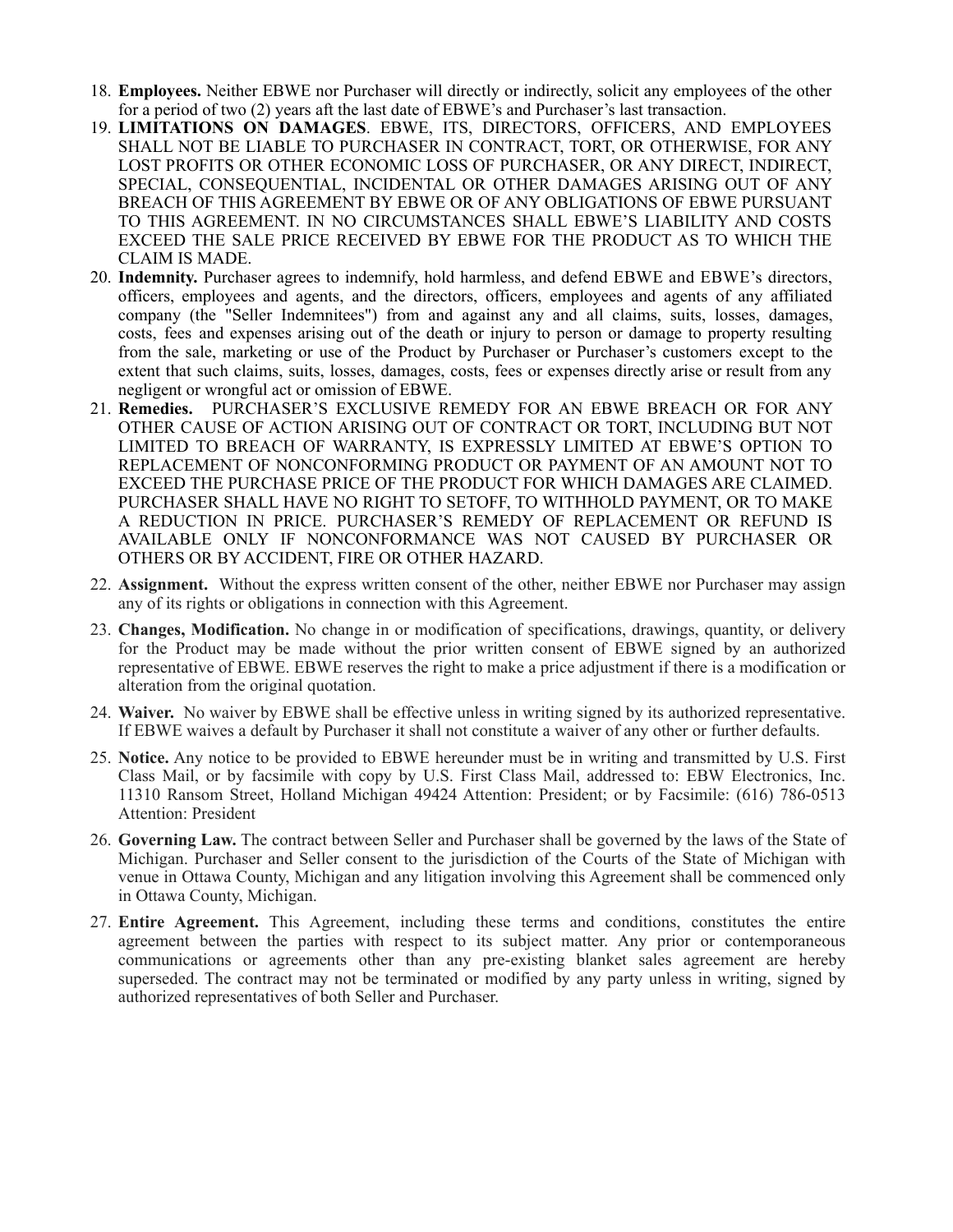18. **Employees.** Neither EBWE nor Purchaser will directly or indirectly, solicit any employees of the other for a period of two (2) years aft the last date of EBWE's and Purchaser's last transaction.
19. **LIMITATIONS ON DAMAGES**. EBWE, ITS, DIRECTORS, OFFICERS, AND EMPLOYEES SHALL NOT BE LIABLE TO PURCHASER IN CONTRACT, TORT, OR OTHERWISE, FOR ANY LOST PROFITS OR OTHER ECONOMIC LOSS OF PURCHASER, OR ANY DIRECT, INDIRECT, SPECIAL, CONSEQUENTIAL, INCIDENTAL OR OTHER DAMAGES ARISING OUT OF ANY BREACH OF THIS AGREEMENT BY EBWE OR OF ANY OBLIGATIONS OF EBWE PURSUANT TO THIS AGREEMENT. IN NO CIRCUMSTANCES SHALL EBWE'S LIABILITY AND COSTS EXCEED THE SALE PRICE RECEIVED BY EBWE FOR THE PRODUCT AS TO WHICH THE CLAIM IS MADE.
20. **Indemnity.** Purchaser agrees to indemnify, hold harmless, and defend EBWE and EBWE's directors, officers, employees and agents, and the directors, officers, employees and agents of any affiliated company (the "Seller Indemnitees") from and against any and all claims, suits, losses, damages, costs, fees and expenses arising out of the death or injury to person or damage to property resulting from the sale, marketing or use of the Product by Purchaser or Purchaser's customers except to the extent that such claims, suits, losses, damages, costs, fees or expenses directly arise or result from any negligent or wrongful act or omission of EBWE.
21. **Remedies.** PURCHASER'S EXCLUSIVE REMEDY FOR AN EBWE BREACH OR FOR ANY OTHER CAUSE OF ACTION ARISING OUT OF CONTRACT OR TORT, INCLUDING BUT NOT LIMITED TO BREACH OF WARRANTY, IS EXPRESSLY LIMITED AT EBWE'S OPTION TO REPLACEMENT OF NONCONFORMING PRODUCT OR PAYMENT OF AN AMOUNT NOT TO EXCEED THE PURCHASE PRICE OF THE PRODUCT FOR WHICH DAMAGES ARE CLAIMED. PURCHASER SHALL HAVE NO RIGHT TO SETOFF, TO WITHHOLD PAYMENT, OR TO MAKE A REDUCTION IN PRICE. PURCHASER'S REMEDY OF REPLACEMENT OR REFUND IS AVAILABLE ONLY IF NONCONFORMANCE WAS NOT CAUSED BY PURCHASER OR OTHERS OR BY ACCIDENT, FIRE OR OTHER HAZARD.
22. **Assignment.** Without the express written consent of the other, neither EBWE nor Purchaser may assign any of its rights or obligations in connection with this Agreement.
23. **Changes, Modification.** No change in or modification of specifications, drawings, quantity, or delivery for the Product may be made without the prior written consent of EBWE signed by an authorized representative of EBWE. EBWE reserves the right to make a price adjustment if there is a modification or alteration from the original quotation.
24. **Waiver.** No waiver by EBWE shall be effective unless in writing signed by its authorized representative. If EBWE waives a default by Purchaser it shall not constitute a waiver of any other or further defaults.
25. **Notice.** Any notice to be provided to EBWE hereunder must be in writing and transmitted by U.S. First Class Mail, or by facsimile with copy by U.S. First Class Mail, addressed to: EBW Electronics, Inc. 11310 Ransom Street, Holland Michigan 49424 Attention: President; or by Facsimile: (616) 786-0513 Attention: President
26. **Governing Law.** The contract between Seller and Purchaser shall be governed by the laws of the State of Michigan. Purchaser and Seller consent to the jurisdiction of the Courts of the State of Michigan with venue in Ottawa County, Michigan and any litigation involving this Agreement shall be commenced only in Ottawa County, Michigan.
27. **Entire Agreement.** This Agreement, including these terms and conditions, constitutes the entire agreement between the parties with respect to its subject matter. Any prior or contemporaneous communications or agreements other than any pre-existing blanket sales agreement are hereby superseded. The contract may not be terminated or modified by any party unless in writing, signed by authorized representatives of both Seller and Purchaser.